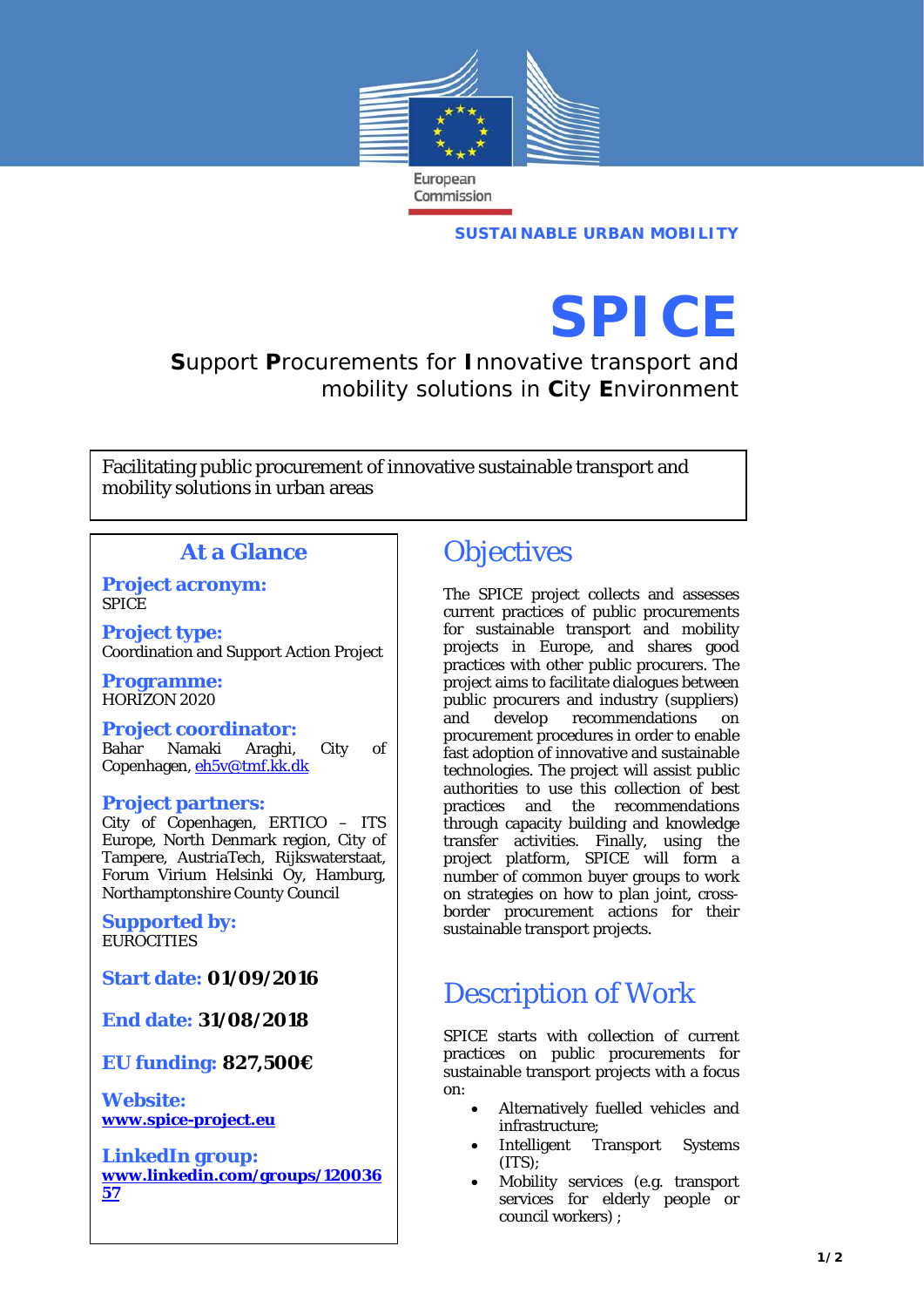European Commission

**SUSTAINABLE URBAN MOBILITY**

# SPICE

**S**upport **P**rocurements for **I**nnovative transport and mobility solutions in **C**ity **E**nvironment

Facilitating public procurement of innovative sustainable transport and mobility solutions in urban areas

## At a Glance

**Project acronym:**
SPICE

**Project type:**
Coordination and Support Action Project

**Programme:**
HORIZON 2020

**Project coordinator:**
Bahar Namaki Araghi, City of Copenhagen, [eh5v@tmf.kk.dk](mailto:eh5v@tmf.kk.dk)

**Project partners:**
City of Copenhagen, ERTICO – ITS Europe, North Denmark region, City of Tampere, AustriaTech, Rijkswaterstaat, Forum Virium Helsinki Oy, Hamburg, Northamptonshire County Council

**Supported by:**
EUROCITIES

**Start date:** **01/09/2016**

**End date:** **31/08/2018**

**EU funding:** **827,500€**

**Website:**
**[www.spice-project.eu](http://www.spice-project.eu)**

**LinkedIn group:**
**[www.linkedin.com/groups/12003657](http://www.linkedin.com/groups/12003657)**

## Objectives

The SPICE project collects and assesses current practices of public procurements for sustainable transport and mobility projects in Europe, and shares good practices with other public procurers. The project aims to facilitate dialogues between public procurers and industry (suppliers) and develop recommendations on procurement procedures in order to enable fast adoption of innovative and sustainable technologies. The project will assist public authorities to use this collection of best practices and the recommendations through capacity building and knowledge transfer activities. Finally, using the project platform, SPICE will form a number of common buyer groups to work on strategies on how to plan joint, cross-border procurement actions for their sustainable transport projects.

## Description of Work

SPICE starts with collection of current practices on public procurements for sustainable transport projects with a focus on:

- Alternatively fuelled vehicles and infrastructure;
- Intelligent Transport Systems (ITS);
- Mobility services (e.g. transport services for elderly people or council workers) ;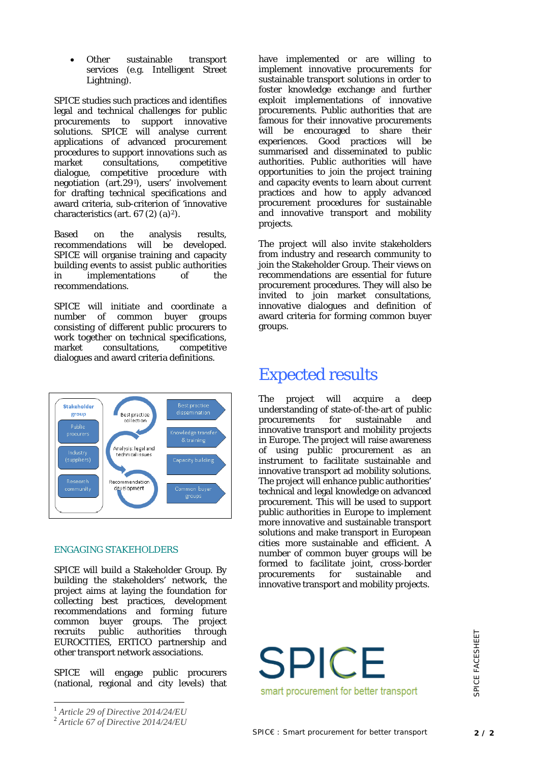- Other sustainable transport services (e.g. Intelligent Street Lightning).

SPICE studies such practices and identifies legal and technical challenges for public procurements to support innovative solutions. SPICE will analyse current applications of advanced procurement procedures to support innovations such as market consultations, competitive dialogue, competitive procedure with negotiation (art.29[1]), users' involvement for drafting technical specifications and award criteria, sub-criterion of 'innovative characteristics (art. 67 (2) (a)[2]).

Based on the analysis results, recommendations will be developed. SPICE will organise training and capacity building events to assist public authorities in implementations of the recommendations.

SPICE will initiate and coordinate a number of common buyer groups consisting of different public procurers to work together on technical specifications, market consultations, competitive dialogues and award criteria definitions.

Stakeholder group
Public procurers
Industry (suppliers)
Research community
Best practice collection
Analysis: legal and technical issues
Recommendation development
Best practice dissemination
Knowledge transfer & training
Capacity building
Common buyer groups

### ENGAGING STAKEHOLDERS

SPICE will build a Stakeholder Group. By building the stakeholders' network, the project aims at laying the foundation for collecting best practices, development recommendations and forming future common buyer groups. The project recruits public authorities through EUROCITIES, ERTICO partnership and other transport network associations.

SPICE will engage public procurers (national, regional and city levels) that have implemented or are willing to implement innovative procurements for sustainable transport solutions in order to foster knowledge exchange and further exploit implementations of innovative procurements. Public authorities that are famous for their innovative procurements will be encouraged to share their experiences. Good practices will be summarised and disseminated to public authorities. Public authorities will have opportunities to join the project training and capacity events to learn about current practices and how to apply advanced procurement procedures for sustainable and innovative transport and mobility projects.

The project will also invite stakeholders from industry and research community to join the Stakeholder Group. Their views on recommendations are essential for future procurement procedures. They will also be invited to join market consultations, innovative dialogues and definition of award criteria for forming common buyer groups.

## Expected results

The project will acquire a deep understanding of state-of-the-art of public procurements for sustainable and innovative transport and mobility projects in Europe. The project will raise awareness of using public procurement as an instrument to facilitate sustainable and innovative transport ad mobility solutions. The project will enhance public authorities' technical and legal knowledge on advanced procurement. This will be used to support public authorities in Europe to implement more innovative and sustainable transport solutions and make transport in European cities more sustainable and efficient. A number of common buyer groups will be formed to facilitate joint, cross-border procurements for sustainable and innovative transport and mobility projects.

SPICE
smart procurement for better transport

[1] *Article 29 of Directive 2014/24/EU*
[2] *Article 67 of Directive 2014/24/EU*